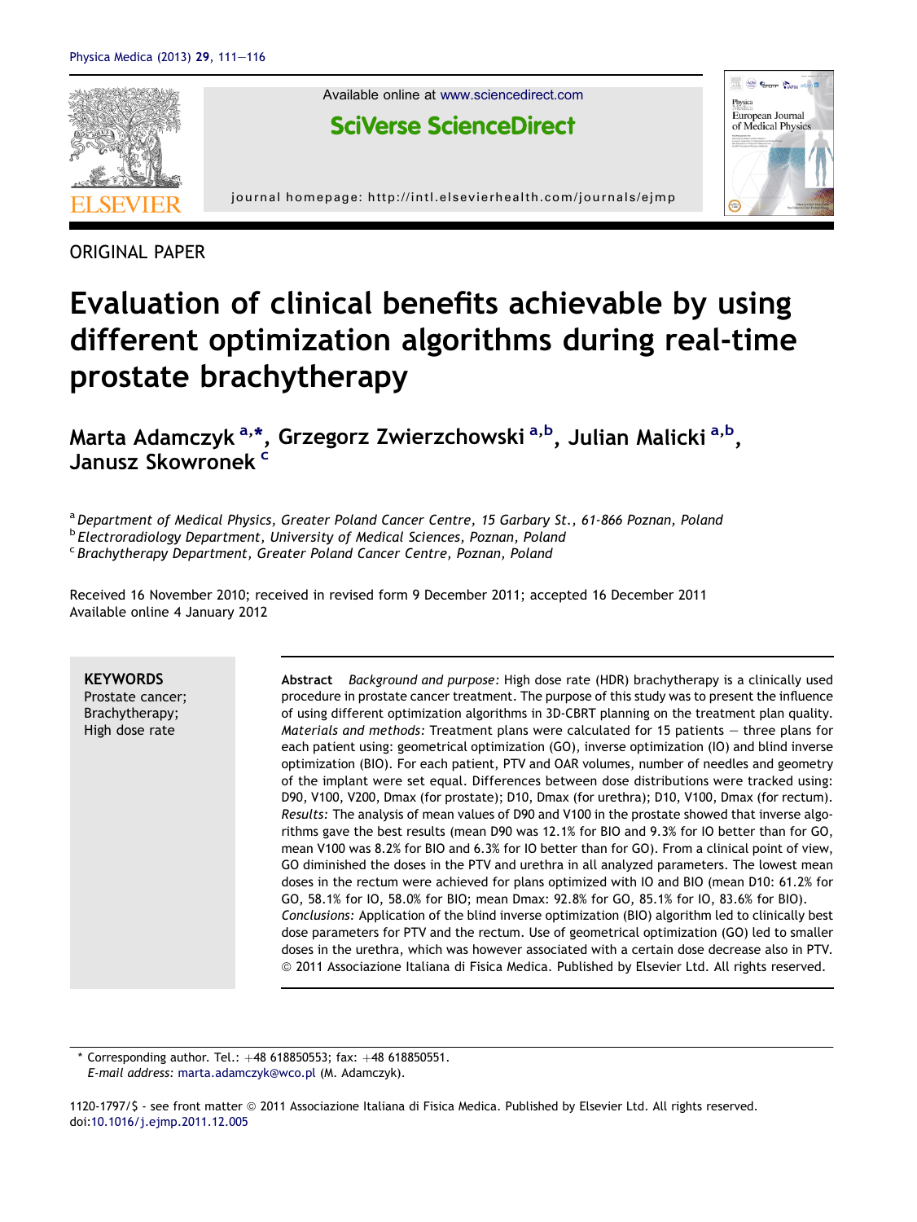ORIGINAL PAPER

# Evaluation of clinical benefits achievable by using different optimization algorithms during real-time prostate brachytherapy

Marta Adamczyk [a,*], Grzegorz Zwierzchowski [a,b], Julian Malicki [a,b], Janusz Skowronek [c]

[a] Department of Medical Physics, Greater Poland Cancer Centre, 15 Garbary St., 61-866 Poznan, Poland
[b] Electroradiology Department, University of Medical Sciences, Poznan, Poland
[c] Brachytherapy Department, Greater Poland Cancer Centre, Poznan, Poland

Received 16 November 2010; received in revised form 9 December 2011; accepted 16 December 2011
Available online 4 January 2012

**KEYWORDS**
Prostate cancer;
Brachytherapy;
High dose rate

**Abstract** *Background and purpose:* High dose rate (HDR) brachytherapy is a clinically used procedure in prostate cancer treatment. The purpose of this study was to present the influence of using different optimization algorithms in 3D-CBRT planning on the treatment plan quality.
*Materials and methods:* Treatment plans were calculated for 15 patients – three plans for each patient using: geometrical optimization (GO), inverse optimization (IO) and blind inverse optimization (BIO). For each patient, PTV and OAR volumes, number of needles and geometry of the implant were set equal. Differences between dose distributions were tracked using: D90, V100, V200, Dmax (for prostate); D10, Dmax (for urethra); D10, V100, Dmax (for rectum).
*Results:* The analysis of mean values of D90 and V100 in the prostate showed that inverse algorithms gave the best results (mean D90 was 12.1% for BIO and 9.3% for IO better than for GO, mean V100 was 8.2% for BIO and 6.3% for IO better than for GO). From a clinical point of view, GO diminished the doses in the PTV and urethra in all analyzed parameters. The lowest mean doses in the rectum were achieved for plans optimized with IO and BIO (mean D10: 61.2% for GO, 58.1% for IO, 58.0% for BIO; mean Dmax: 92.8% for GO, 85.1% for IO, 83.6% for BIO).
*Conclusions:* Application of the blind inverse optimization (BIO) algorithm led to clinically best dose parameters for PTV and the rectum. Use of geometrical optimization (GO) led to smaller doses in the urethra, which was however associated with a certain dose decrease also in PTV.
© 2011 Associazione Italiana di Fisica Medica. Published by Elsevier Ltd. All rights reserved.

\* Corresponding author. Tel.: +48 618850553; fax: +48 618850551.
*E-mail address:* marta.adamczyk@wco.pl (M. Adamczyk).

1120-1797/$ - see front matter © 2011 Associazione Italiana di Fisica Medica. Published by Elsevier Ltd. All rights reserved.
doi:10.1016/j.ejmp.2011.12.005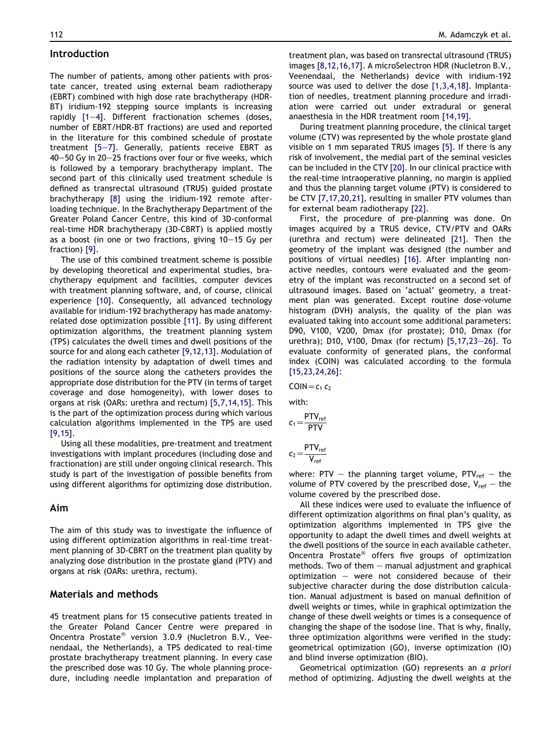## Introduction

The number of patients, among other patients with prostate cancer, treated using external beam radiotherapy (EBRT) combined with high dose rate brachytherapy (HDR-BT) iridium-192 stepping source implants is increasing rapidly [1–4]. Different fractionation schemes (doses, number of EBRT/HDR-BT fractions) are used and reported in the literature for this combined schedule of prostate treatment [5–7]. Generally, patients receive EBRT as 40–50 Gy in 20–25 fractions over four or five weeks, which is followed by a temporary brachytherapy implant. The second part of this clinically used treatment schedule is defined as transrectal ultrasound (TRUS) guided prostate brachytherapy [8] using the iridium-192 remote afterloading technique. In the Brachytherapy Department of the Greater Poland Cancer Centre, this kind of 3D-conformal real-time HDR brachytherapy (3D-CBRT) is applied mostly as a boost (in one or two fractions, giving 10–15 Gy per fraction) [9].

The use of this combined treatment scheme is possible by developing theoretical and experimental studies, brachytherapy equipment and facilities, computer devices with treatment planning software, and, of course, clinical experience [10]. Consequently, all advanced technology available for iridium-192 brachytherapy has made anatomy-related dose optimization possible [11]. By using different optimization algorithms, the treatment planning system (TPS) calculates the dwell times and dwell positions of the source for and along each catheter [9,12,13]. Modulation of the radiation intensity by adaptation of dwell times and positions of the source along the catheters provides the appropriate dose distribution for the PTV (in terms of target coverage and dose homogeneity), with lower doses to organs at risk (OARs: urethra and rectum) [5,7,14,15]. This is the part of the optimization process during which various calculation algorithms implemented in the TPS are used [9,15].

Using all these modalities, pre-treatment and treatment investigations with implant procedures (including dose and fractionation) are still under ongoing clinical research. This study is part of the investigation of possible benefits from using different algorithms for optimizing dose distribution.

## Aim

The aim of this study was to investigate the influence of using different optimization algorithms in real-time treatment planning of 3D-CBRT on the treatment plan quality by analyzing dose distribution in the prostate gland (PTV) and organs at risk (OARs: urethra, rectum).

## Materials and methods

45 treatment plans for 15 consecutive patients treated in the Greater Poland Cancer Centre were prepared in Oncentra Prostate® version 3.0.9 (Nucletron B.V., Veenendaal, the Netherlands), a TPS dedicated to real-time prostate brachytherapy treatment planning. In every case the prescribed dose was 10 Gy. The whole planning procedure, including needle implantation and preparation of treatment plan, was based on transrectal ultrasound (TRUS) images [8,12,16,17]. A microSelectron HDR (Nucletron B.V., Veenendaal, the Netherlands) device with iridium-192 source was used to deliver the dose [1,3,4,18]. Implantation of needles, treatment planning procedure and irradiation were carried out under extradural or general anaesthesia in the HDR treatment room [14,19].

During treatment planning procedure, the clinical target volume (CTV) was represented by the whole prostate gland visible on 1 mm separated TRUS images [5]. If there is any risk of involvement, the medial part of the seminal vesicles can be included in the CTV [20]. In our clinical practice with the real-time intraoperative planning, no margin is applied and thus the planning target volume (PTV) is considered to be CTV [7,17,20,21], resulting in smaller PTV volumes than for external beam radiotherapy [22].

First, the procedure of pre-planning was done. On images acquired by a TRUS device, CTV/PTV and OARs (urethra and rectum) were delineated [21]. Then the geometry of the implant was designed (the number and positions of virtual needles) [16]. After implanting non-active needles, contours were evaluated and the geometry of the implant was reconstructed on a second set of ultrasound images. Based on 'actual' geometry, a treatment plan was generated. Except routine dose-volume histogram (DVH) analysis, the quality of the plan was evaluated taking into account some additional parameters: D90, V100, V200, Dmax (for prostate); D10, Dmax (for urethra); D10, V100, Dmax (for rectum) [5,17,23–26]. To evaluate conformity of generated plans, the conformal index (COIN) was calculated according to the formula [15,23,24,26]:

$$\mathrm{COIN} = c_1 \, c_2$$

with:

$$c_1 = \frac{\mathrm{PTV_{ref}}}{\mathrm{PTV}}$$

$$c_2 = \frac{\mathrm{PTV_{ref}}}{V_{\mathrm{ref}}}$$

where: PTV – the planning target volume, $\mathrm{PTV_{ref}}$ – the volume of PTV covered by the prescribed dose, $V_{\mathrm{ref}}$ – the volume covered by the prescribed dose.

All these indices were used to evaluate the influence of different optimization algorithms on final plan's quality, as optimization algorithms implemented in TPS give the opportunity to adapt the dwell times and dwell weights at the dwell positions of the source in each available catheter. Oncentra Prostate® offers five groups of optimization methods. Two of them – manual adjustment and graphical optimization – were not considered because of their subjective character during the dose distribution calculation. Manual adjustment is based on manual definition of dwell weights or times, while in graphical optimization the change of these dwell weights or times is a consequence of changing the shape of the isodose line. That is why, finally, three optimization algorithms were verified in the study: geometrical optimization (GO), inverse optimization (IO) and blind inverse optimization (BIO).

Geometrical optimization (GO) represents an *a priori* method of optimizing. Adjusting the dwell weights at the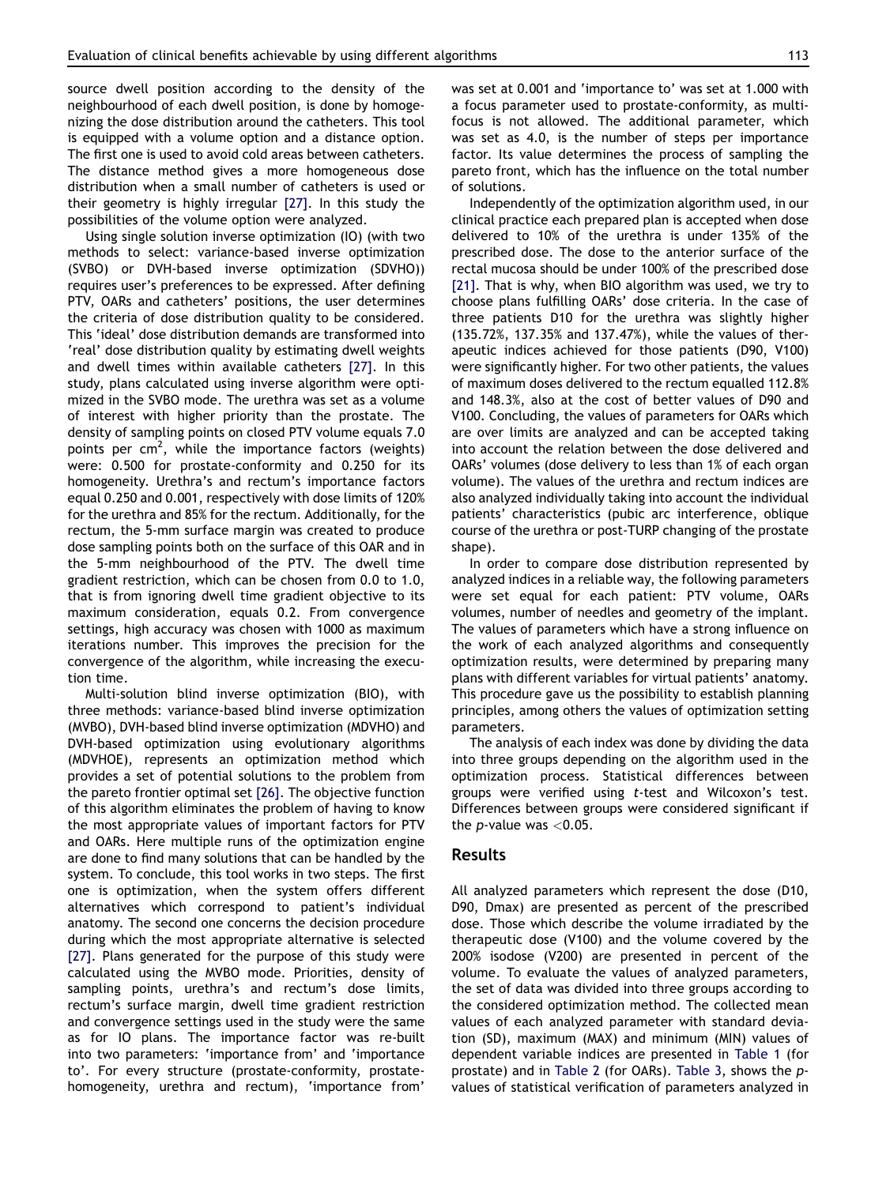source dwell position according to the density of the neighbourhood of each dwell position, is done by homogenizing the dose distribution around the catheters. This tool is equipped with a volume option and a distance option. The first one is used to avoid cold areas between catheters. The distance method gives a more homogeneous dose distribution when a small number of catheters is used or their geometry is highly irregular [27]. In this study the possibilities of the volume option were analyzed.

Using single solution inverse optimization (IO) (with two methods to select: variance-based inverse optimization (SVBO) or DVH-based inverse optimization (SDVHO)) requires user's preferences to be expressed. After defining PTV, OARs and catheters' positions, the user determines the criteria of dose distribution quality to be considered. This 'ideal' dose distribution demands are transformed into 'real' dose distribution quality by estimating dwell weights and dwell times within available catheters [27]. In this study, plans calculated using inverse algorithm were optimized in the SVBO mode. The urethra was set as a volume of interest with higher priority than the prostate. The density of sampling points on closed PTV volume equals 7.0 points per $cm^2$, while the importance factors (weights) were: 0.500 for prostate-conformity and 0.250 for its homogeneity. Urethra's and rectum's importance factors equal 0.250 and 0.001, respectively with dose limits of 120% for the urethra and 85% for the rectum. Additionally, for the rectum, the 5-mm surface margin was created to produce dose sampling points both on the surface of this OAR and in the 5-mm neighbourhood of the PTV. The dwell time gradient restriction, which can be chosen from 0.0 to 1.0, that is from ignoring dwell time gradient objective to its maximum consideration, equals 0.2. From convergence settings, high accuracy was chosen with 1000 as maximum iterations number. This improves the precision for the convergence of the algorithm, while increasing the execution time.

Multi-solution blind inverse optimization (BIO), with three methods: variance-based blind inverse optimization (MVBO), DVH-based blind inverse optimization (MDVHO) and DVH-based optimization using evolutionary algorithms (MDVHOE), represents an optimization method which provides a set of potential solutions to the problem from the pareto frontier optimal set [26]. The objective function of this algorithm eliminates the problem of having to know the most appropriate values of important factors for PTV and OARs. Here multiple runs of the optimization engine are done to find many solutions that can be handled by the system. To conclude, this tool works in two steps. The first one is optimization, when the system offers different alternatives which correspond to patient's individual anatomy. The second one concerns the decision procedure during which the most appropriate alternative is selected [27]. Plans generated for the purpose of this study were calculated using the MVBO mode. Priorities, density of sampling points, urethra's and rectum's dose limits, rectum's surface margin, dwell time gradient restriction and convergence settings used in the study were the same as for IO plans. The importance factor was re-built into two parameters: 'importance from' and 'importance to'. For every structure (prostate-conformity, prostate-homogeneity, urethra and rectum), 'importance from' was set at 0.001 and 'importance to' was set at 1.000 with a focus parameter used to prostate-conformity, as multi-focus is not allowed. The additional parameter, which was set as 4.0, is the number of steps per importance factor. Its value determines the process of sampling the pareto front, which has the influence on the total number of solutions.

Independently of the optimization algorithm used, in our clinical practice each prepared plan is accepted when dose delivered to 10% of the urethra is under 135% of the prescribed dose. The dose to the anterior surface of the rectal mucosa should be under 100% of the prescribed dose [21]. That is why, when BIO algorithm was used, we try to choose plans fulfilling OARs' dose criteria. In the case of three patients D10 for the urethra was slightly higher (135.72%, 137.35% and 137.47%), while the values of therapeutic indices achieved for those patients (D90, V100) were significantly higher. For two other patients, the values of maximum doses delivered to the rectum equalled 112.8% and 148.3%, also at the cost of better values of D90 and V100. Concluding, the values of parameters for OARs which are over limits are analyzed and can be accepted taking into account the relation between the dose delivered and OARs' volumes (dose delivery to less than 1% of each organ volume). The values of the urethra and rectum indices are also analyzed individually taking into account the individual patients' characteristics (pubic arc interference, oblique course of the urethra or post-TURP changing of the prostate shape).

In order to compare dose distribution represented by analyzed indices in a reliable way, the following parameters were set equal for each patient: PTV volume, OARs volumes, number of needles and geometry of the implant. The values of parameters which have a strong influence on the work of each analyzed algorithms and consequently optimization results, were determined by preparing many plans with different variables for virtual patients' anatomy. This procedure gave us the possibility to establish planning principles, among others the values of optimization setting parameters.

The analysis of each index was done by dividing the data into three groups depending on the algorithm used in the optimization process. Statistical differences between groups were verified using *t*-test and Wilcoxon's test. Differences between groups were considered significant if the *p*-value was $<0.05$.

## Results

All analyzed parameters which represent the dose (D10, D90, Dmax) are presented as percent of the prescribed dose. Those which describe the volume irradiated by the therapeutic dose (V100) and the volume covered by the 200% isodose (V200) are presented in percent of the volume. To evaluate the values of analyzed parameters, the set of data was divided into three groups according to the considered optimization method. The collected mean values of each analyzed parameter with standard deviation (SD), maximum (MAX) and minimum (MIN) values of dependent variable indices are presented in Table 1 (for prostate) and in Table 2 (for OARs). Table 3, shows the *p*-values of statistical verification of parameters analyzed in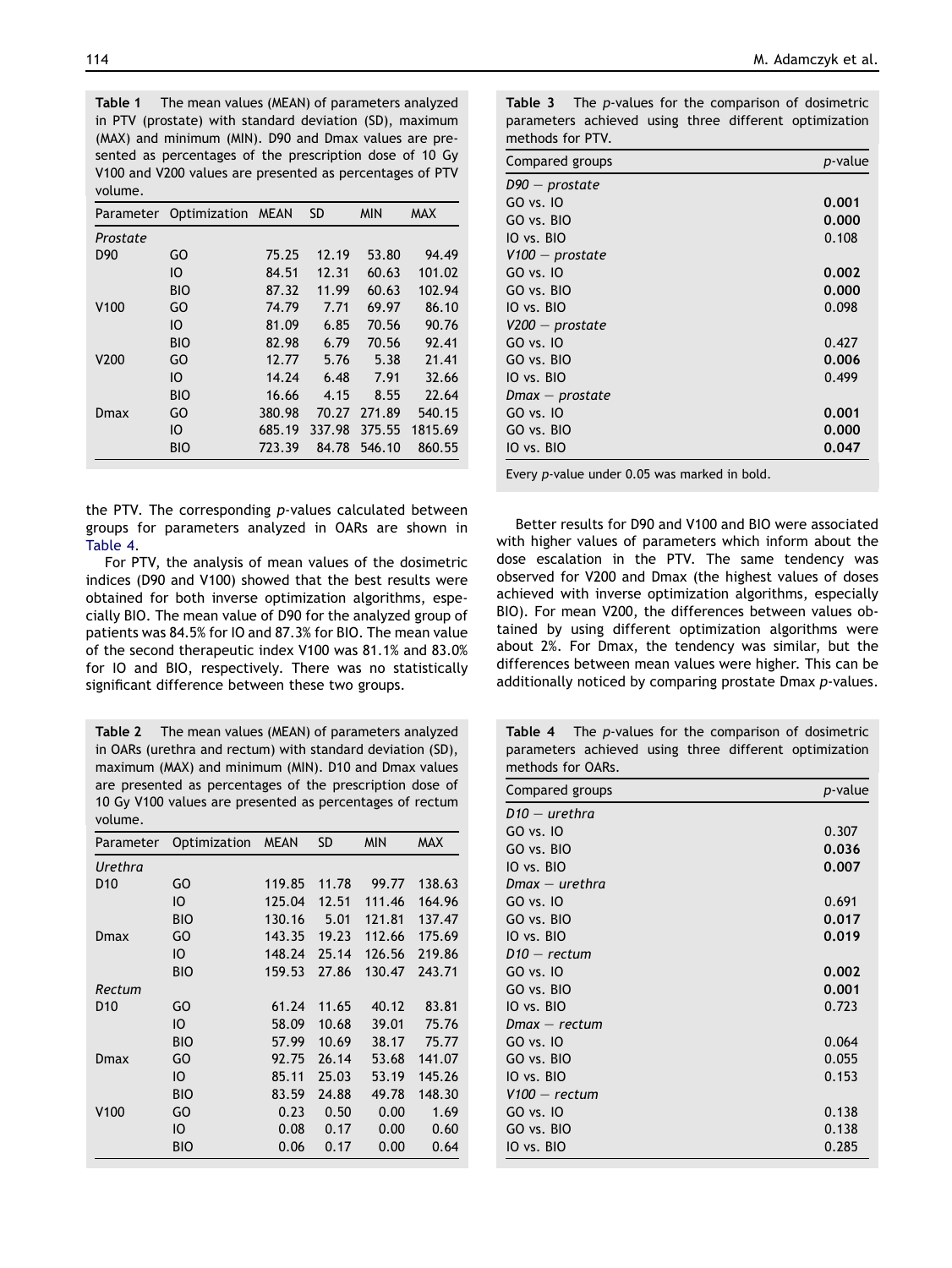**Table 1** The mean values (MEAN) of parameters analyzed in PTV (prostate) with standard deviation (SD), maximum (MAX) and minimum (MIN). D90 and Dmax values are presented as percentages of the prescription dose of 10 Gy V100 and V200 values are presented as percentages of PTV volume.

| Parameter | Optimization | MEAN | SD | MIN | MAX |
|---|---|---|---|---|---|
| *Prostate* | | | | | |
| D90 | GO | 75.25 | 12.19 | 53.80 | 94.49 |
| | IO | 84.51 | 12.31 | 60.63 | 101.02 |
| | BIO | 87.32 | 11.99 | 60.63 | 102.94 |
| V100 | GO | 74.79 | 7.71 | 69.97 | 86.10 |
| | IO | 81.09 | 6.85 | 70.56 | 90.76 |
| | BIO | 82.98 | 6.79 | 70.56 | 92.41 |
| V200 | GO | 12.77 | 5.76 | 5.38 | 21.41 |
| | IO | 14.24 | 6.48 | 7.91 | 32.66 |
| | BIO | 16.66 | 4.15 | 8.55 | 22.64 |
| Dmax | GO | 380.98 | 70.27 | 271.89 | 540.15 |
| | IO | 685.19 | 337.98 | 375.55 | 1815.69 |
| | BIO | 723.39 | 84.78 | 546.10 | 860.55 |

the PTV. The corresponding *p*-values calculated between groups for parameters analyzed in OARs are shown in Table 4.

For PTV, the analysis of mean values of the dosimetric indices (D90 and V100) showed that the best results were obtained for both inverse optimization algorithms, especially BIO. The mean value of D90 for the analyzed group of patients was 84.5% for IO and 87.3% for BIO. The mean value of the second therapeutic index V100 was 81.1% and 83.0% for IO and BIO, respectively. There was no statistically significant difference between these two groups.

**Table 2** The mean values (MEAN) of parameters analyzed in OARs (urethra and rectum) with standard deviation (SD), maximum (MAX) and minimum (MIN). D10 and Dmax values are presented as percentages of the prescription dose of 10 Gy V100 values are presented as percentages of rectum volume.

| Parameter | Optimization | MEAN | SD | MIN | MAX |
|---|---|---|---|---|---|
| *Urethra* | | | | | |
| D10 | GO | 119.85 | 11.78 | 99.77 | 138.63 |
| | IO | 125.04 | 12.51 | 111.46 | 164.96 |
| | BIO | 130.16 | 5.01 | 121.81 | 137.47 |
| Dmax | GO | 143.35 | 19.23 | 112.66 | 175.69 |
| | IO | 148.24 | 25.14 | 126.56 | 219.86 |
| | BIO | 159.53 | 27.86 | 130.47 | 243.71 |
| *Rectum* | | | | | |
| D10 | GO | 61.24 | 11.65 | 40.12 | 83.81 |
| | IO | 58.09 | 10.68 | 39.01 | 75.76 |
| | BIO | 57.99 | 10.69 | 38.17 | 75.77 |
| Dmax | GO | 92.75 | 26.14 | 53.68 | 141.07 |
| | IO | 85.11 | 25.03 | 53.19 | 145.26 |
| | BIO | 83.59 | 24.88 | 49.78 | 148.30 |
| V100 | GO | 0.23 | 0.50 | 0.00 | 1.69 |
| | IO | 0.08 | 0.17 | 0.00 | 0.60 |
| | BIO | 0.06 | 0.17 | 0.00 | 0.64 |

**Table 3** The *p*-values for the comparison of dosimetric parameters achieved using three different optimization methods for PTV.

| Compared groups | *p*-value |
|---|---|
| *D90 — prostate* | |
| GO vs. IO | **0.001** |
| GO vs. BIO | **0.000** |
| IO vs. BIO | 0.108 |
| *V100 — prostate* | |
| GO vs. IO | **0.002** |
| GO vs. BIO | **0.000** |
| IO vs. BIO | 0.098 |
| *V200 — prostate* | |
| GO vs. IO | 0.427 |
| GO vs. BIO | **0.006** |
| IO vs. BIO | 0.499 |
| *Dmax — prostate* | |
| GO vs. IO | **0.001** |
| GO vs. BIO | **0.000** |
| IO vs. BIO | **0.047** |

Every *p*-value under 0.05 was marked in bold.

Better results for D90 and V100 and BIO were associated with higher values of parameters which inform about the dose escalation in the PTV. The same tendency was observed for V200 and Dmax (the highest values of doses achieved with inverse optimization algorithms, especially BIO). For mean V200, the differences between values obtained by using different optimization algorithms were about 2%. For Dmax, the tendency was similar, but the differences between mean values were higher. This can be additionally noticed by comparing prostate Dmax *p*-values.

**Table 4** The *p*-values for the comparison of dosimetric parameters achieved using three different optimization methods for OARs.

| Compared groups | *p*-value |
|---|---|
| *D10 — urethra* | |
| GO vs. IO | 0.307 |
| GO vs. BIO | **0.036** |
| IO vs. BIO | **0.007** |
| *Dmax — urethra* | |
| GO vs. IO | 0.691 |
| GO vs. BIO | **0.017** |
| IO vs. BIO | **0.019** |
| *D10 — rectum* | |
| GO vs. IO | **0.002** |
| GO vs. BIO | **0.001** |
| IO vs. BIO | 0.723 |
| *Dmax — rectum* | |
| GO vs. IO | 0.064 |
| GO vs. BIO | 0.055 |
| IO vs. BIO | 0.153 |
| *V100 — rectum* | |
| GO vs. IO | 0.138 |
| GO vs. BIO | 0.138 |
| IO vs. BIO | 0.285 |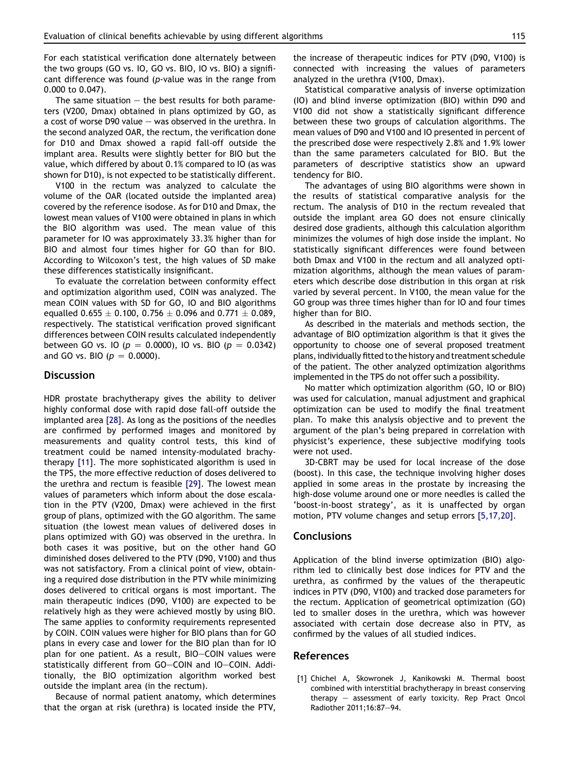For each statistical verification done alternately between the two groups (GO vs. IO, GO vs. BIO, IO vs. BIO) a significant difference was found ($p$-value was in the range from 0.000 to 0.047).

The same situation — the best results for both parameters (V200, Dmax) obtained in plans optimized by GO, as a cost of worse D90 value — was observed in the urethra. In the second analyzed OAR, the rectum, the verification done for D10 and Dmax showed a rapid fall-off outside the implant area. Results were slightly better for BIO but the value, which differed by about 0.1% compared to IO (as was shown for D10), is not expected to be statistically different.

V100 in the rectum was analyzed to calculate the volume of the OAR (located outside the implanted area) covered by the reference isodose. As for D10 and Dmax, the lowest mean values of V100 were obtained in plans in which the BIO algorithm was used. The mean value of this parameter for IO was approximately 33.3% higher than for BIO and almost four times higher for GO than for BIO. According to Wilcoxon's test, the high values of SD make these differences statistically insignificant.

To evaluate the correlation between conformity effect and optimization algorithm used, COIN was analyzed. The mean COIN values with SD for GO, IO and BIO algorithms equalled $0.655 \pm 0.100$, $0.756 \pm 0.096$ and $0.771 \pm 0.089$, respectively. The statistical verification proved significant differences between COIN results calculated independently between GO vs. IO ($p = 0.0000$), IO vs. BIO ($p = 0.0342$) and GO vs. BIO ($p = 0.0000$).

## Discussion

HDR prostate brachytherapy gives the ability to deliver highly conformal dose with rapid dose fall-off outside the implanted area [28]. As long as the positions of the needles are confirmed by performed images and monitored by measurements and quality control tests, this kind of treatment could be named intensity-modulated brachytherapy [11]. The more sophisticated algorithm is used in the TPS, the more effective reduction of doses delivered to the urethra and rectum is feasible [29]. The lowest mean values of parameters which inform about the dose escalation in the PTV (V200, Dmax) were achieved in the first group of plans, optimized with the GO algorithm. The same situation (the lowest mean values of delivered doses in plans optimized with GO) was observed in the urethra. In both cases it was positive, but on the other hand GO diminished doses delivered to the PTV (D90, V100) and thus was not satisfactory. From a clinical point of view, obtaining a required dose distribution in the PTV while minimizing doses delivered to critical organs is most important. The main therapeutic indices (D90, V100) are expected to be relatively high as they were achieved mostly by using BIO. The same applies to conformity requirements represented by COIN. COIN values were higher for BIO plans than for GO plans in every case and lower for the BIO plan than for IO plan for one patient. As a result, BIO—COIN values were statistically different from GO—COIN and IO—COIN. Additionally, the BIO optimization algorithm worked best outside the implant area (in the rectum).

Because of normal patient anatomy, which determines that the organ at risk (urethra) is located inside the PTV, the increase of therapeutic indices for PTV (D90, V100) is connected with increasing the values of parameters analyzed in the urethra (V100, Dmax).

Statistical comparative analysis of inverse optimization (IO) and blind inverse optimization (BIO) within D90 and V100 did not show a statistically significant difference between these two groups of calculation algorithms. The mean values of D90 and V100 and IO presented in percent of the prescribed dose were respectively 2.8% and 1.9% lower than the same parameters calculated for BIO. But the parameters of descriptive statistics show an upward tendency for BIO.

The advantages of using BIO algorithms were shown in the results of statistical comparative analysis for the rectum. The analysis of D10 in the rectum revealed that outside the implant area GO does not ensure clinically desired dose gradients, although this calculation algorithm minimizes the volumes of high dose inside the implant. No statistically significant differences were found between both Dmax and V100 in the rectum and all analyzed optimization algorithms, although the mean values of parameters which describe dose distribution in this organ at risk varied by several percent. In V100, the mean value for the GO group was three times higher than for IO and four times higher than for BIO.

As described in the materials and methods section, the advantage of BIO optimization algorithm is that it gives the opportunity to choose one of several proposed treatment plans, individually fitted to the history and treatment schedule of the patient. The other analyzed optimization algorithms implemented in the TPS do not offer such a possibility.

No matter which optimization algorithm (GO, IO or BIO) was used for calculation, manual adjustment and graphical optimization can be used to modify the final treatment plan. To make this analysis objective and to prevent the argument of the plan's being prepared in correlation with physicist's experience, these subjective modifying tools were not used.

3D-CBRT may be used for local increase of the dose (boost). In this case, the technique involving higher doses applied in some areas in the prostate by increasing the high-dose volume around one or more needles is called the 'boost-in-boost strategy', as it is unaffected by organ motion, PTV volume changes and setup errors [5,17,20].

## Conclusions

Application of the blind inverse optimization (BIO) algorithm led to clinically best dose indices for PTV and the urethra, as confirmed by the values of the therapeutic indices in PTV (D90, V100) and tracked dose parameters for the rectum. Application of geometrical optimization (GO) led to smaller doses in the urethra, which was however associated with certain dose decrease also in PTV, as confirmed by the values of all studied indices.

## References

[1] Chicheł A, Skowronek J, Kanikowski M. Thermal boost combined with interstitial brachytherapy in breast conserving therapy — assessment of early toxicity. Rep Pract Oncol Radiother 2011;16:87—94.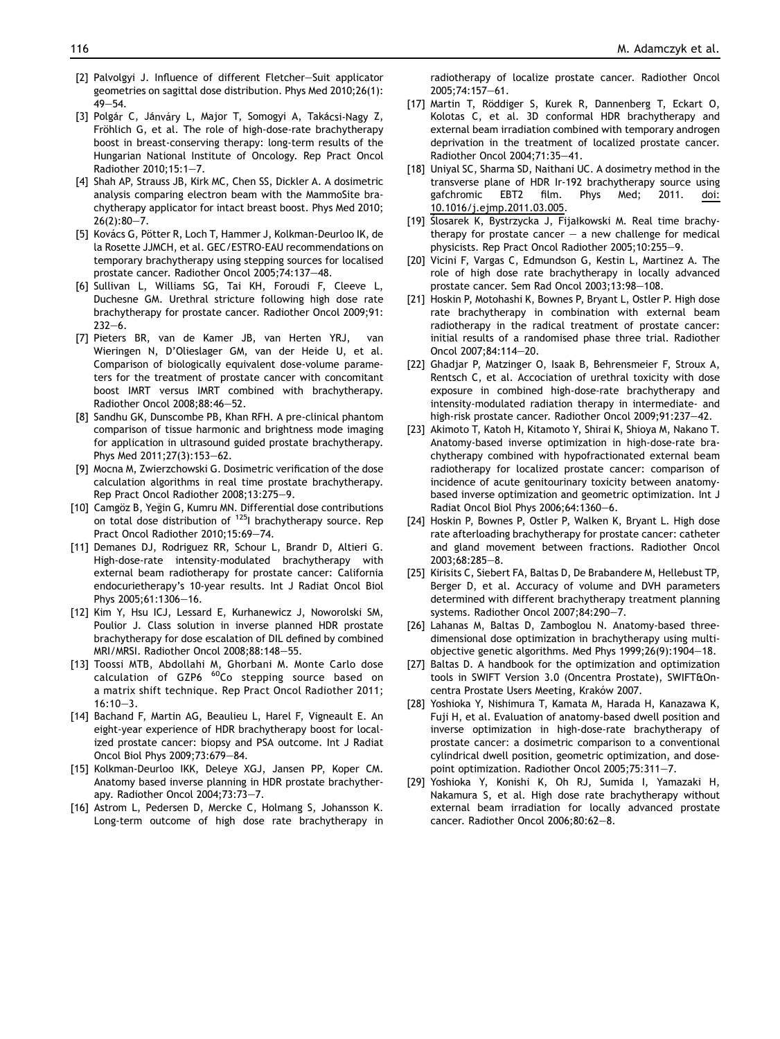[2] Palvolgyi J. Influence of different Fletcher–Suit applicator geometries on sagittal dose distribution. Phys Med 2010;26(1): 49–54.

[3] Polgár C, Jánváry L, Major T, Somogyi A, Takácsi-Nagy Z, Fröhlich G, et al. The role of high-dose-rate brachytherapy boost in breast-conserving therapy: long-term results of the Hungarian National Institute of Oncology. Rep Pract Oncol Radiother 2010;15:1–7.

[4] Shah AP, Strauss JB, Kirk MC, Chen SS, Dickler A. A dosimetric analysis comparing electron beam with the MammoSite brachytherapy applicator for intact breast boost. Phys Med 2010; 26(2):80–7.

[5] Kovács G, Pötter R, Loch T, Hammer J, Kolkman-Deurloo IK, de la Rosette JJMCH, et al. GEC/ESTRO-EAU recommendations on temporary brachytherapy using stepping sources for localised prostate cancer. Radiother Oncol 2005;74:137–48.

[6] Sullivan L, Williams SG, Tai KH, Foroudi F, Cleeve L, Duchesne GM. Urethral stricture following high dose rate brachytherapy for prostate cancer. Radiother Oncol 2009;91: 232–6.

[7] Pieters BR, van de Kamer JB, van Herten YRJ, van Wieringen N, D'Olieslager GM, van der Heide U, et al. Comparison of biologically equivalent dose-volume parameters for the treatment of prostate cancer with concomitant boost IMRT versus IMRT combined with brachytherapy. Radiother Oncol 2008;88:46–52.

[8] Sandhu GK, Dunscombe PB, Khan RFH. A pre-clinical phantom comparison of tissue harmonic and brightness mode imaging for application in ultrasound guided prostate brachytherapy. Phys Med 2011;27(3):153–62.

[9] Mocna M, Zwierzchowski G. Dosimetric verification of the dose calculation algorithms in real time prostate brachytherapy. Rep Pract Oncol Radiother 2008;13:275–9.

[10] Camgöz B, Yeğin G, Kumru MN. Differential dose contributions on total dose distribution of $^{125}$I brachytherapy source. Rep Pract Oncol Radiother 2010;15:69–74.

[11] Demanes DJ, Rodriguez RR, Schour L, Brandr D, Altieri G. High-dose-rate intensity-modulated brachytherapy with external beam radiotherapy for prostate cancer: California endocurietherapy's 10-year results. Int J Radiat Oncol Biol Phys 2005;61:1306–16.

[12] Kim Y, Hsu ICJ, Lessard E, Kurhanewicz J, Noworolski SM, Poulior J. Class solution in inverse planned HDR prostate brachytherapy for dose escalation of DIL defined by combined MRI/MRSI. Radiother Oncol 2008;88:148–55.

[13] Toossi MTB, Abdollahi M, Ghorbani M. Monte Carlo dose calculation of GZP6 $^{60}$Co stepping source based on a matrix shift technique. Rep Pract Oncol Radiother 2011; 16:10–3.

[14] Bachand F, Martin AG, Beaulieu L, Harel F, Vigneault E. An eight-year experience of HDR brachytherapy boost for localized prostate cancer: biopsy and PSA outcome. Int J Radiat Oncol Biol Phys 2009;73:679–84.

[15] Kolkman-Deurloo IKK, Deleye XGJ, Jansen PP, Koper CM. Anatomy based inverse planning in HDR prostate brachytherapy. Radiother Oncol 2004;73:73–7.

[16] Astrom L, Pedersen D, Mercke C, Holmang S, Johansson K. Long-term outcome of high dose rate brachytherapy in radiotherapy of localize prostate cancer. Radiother Oncol 2005;74:157–61.

[17] Martin T, Röddiger S, Kurek R, Dannenberg T, Eckart O, Kolotas C, et al. 3D conformal HDR brachytherapy and external beam irradiation combined with temporary androgen deprivation in the treatment of localized prostate cancer. Radiother Oncol 2004;71:35–41.

[18] Uniyal SC, Sharma SD, Naithani UC. A dosimetry method in the transverse plane of HDR Ir-192 brachytherapy source using gafchromic EBT2 film. Phys Med; 2011. doi: 10.1016/j.ejmp.2011.03.005.

[19] Ślosarek K, Bystrzycka J, Fijałkowski M. Real time brachytherapy for prostate cancer – a new challenge for medical physicists. Rep Pract Oncol Radiother 2005;10:255–9.

[20] Vicini F, Vargas C, Edmundson G, Kestin L, Martinez A. The role of high dose rate brachytherapy in locally advanced prostate cancer. Sem Rad Oncol 2003;13:98–108.

[21] Hoskin P, Motohashi K, Bownes P, Bryant L, Ostler P. High dose rate brachytherapy in combination with external beam radiotherapy in the radical treatment of prostate cancer: initial results of a randomised phase three trial. Radiother Oncol 2007;84:114–20.

[22] Ghadjar P, Matzinger O, Isaak B, Behrensmeier F, Stroux A, Rentsch C, et al. Accociation of urethral toxicity with dose exposure in combined high-dose-rate brachytherapy and intensity-modulated radiation therapy in intermediate- and high-risk prostate cancer. Radiother Oncol 2009;91:237–42.

[23] Akimoto T, Katoh H, Kitamoto Y, Shirai K, Shioya M, Nakano T. Anatomy-based inverse optimization in high-dose-rate brachytherapy combined with hypofractionated external beam radiotherapy for localized prostate cancer: comparison of incidence of acute genitourinary toxicity between anatomy-based inverse optimization and geometric optimization. Int J Radiat Oncol Biol Phys 2006;64:1360–6.

[24] Hoskin P, Bownes P, Ostler P, Walken K, Bryant L. High dose rate afterloading brachytherapy for prostate cancer: catheter and gland movement between fractions. Radiother Oncol 2003;68:285–8.

[25] Kirisits C, Siebert FA, Baltas D, De Brabandere M, Hellebust TP, Berger D, et al. Accuracy of volume and DVH parameters determined with different brachytherapy treatment planning systems. Radiother Oncol 2007;84:290–7.

[26] Lahanas M, Baltas D, Zamboglou N. Anatomy-based three-dimensional dose optimization in brachytherapy using multi-objective genetic algorithms. Med Phys 1999;26(9):1904–18.

[27] Baltas D. A handbook for the optimization and optimization tools in SWIFT Version 3.0 (Oncentra Prostate), SWIFT&Oncentra Prostate Users Meeting, Kraków 2007.

[28] Yoshioka Y, Nishimura T, Kamata M, Harada H, Kanazawa K, Fuji H, et al. Evaluation of anatomy-based dwell position and inverse optimization in high-dose-rate brachytherapy of prostate cancer: a dosimetric comparison to a conventional cylindrical dwell position, geometric optimization, and dose-point optimization. Radiother Oncol 2005;75:311–7.

[29] Yoshioka Y, Konishi K, Oh RJ, Sumida I, Yamazaki H, Nakamura S, et al. High dose rate brachytherapy without external beam irradiation for locally advanced prostate cancer. Radiother Oncol 2006;80:62–8.